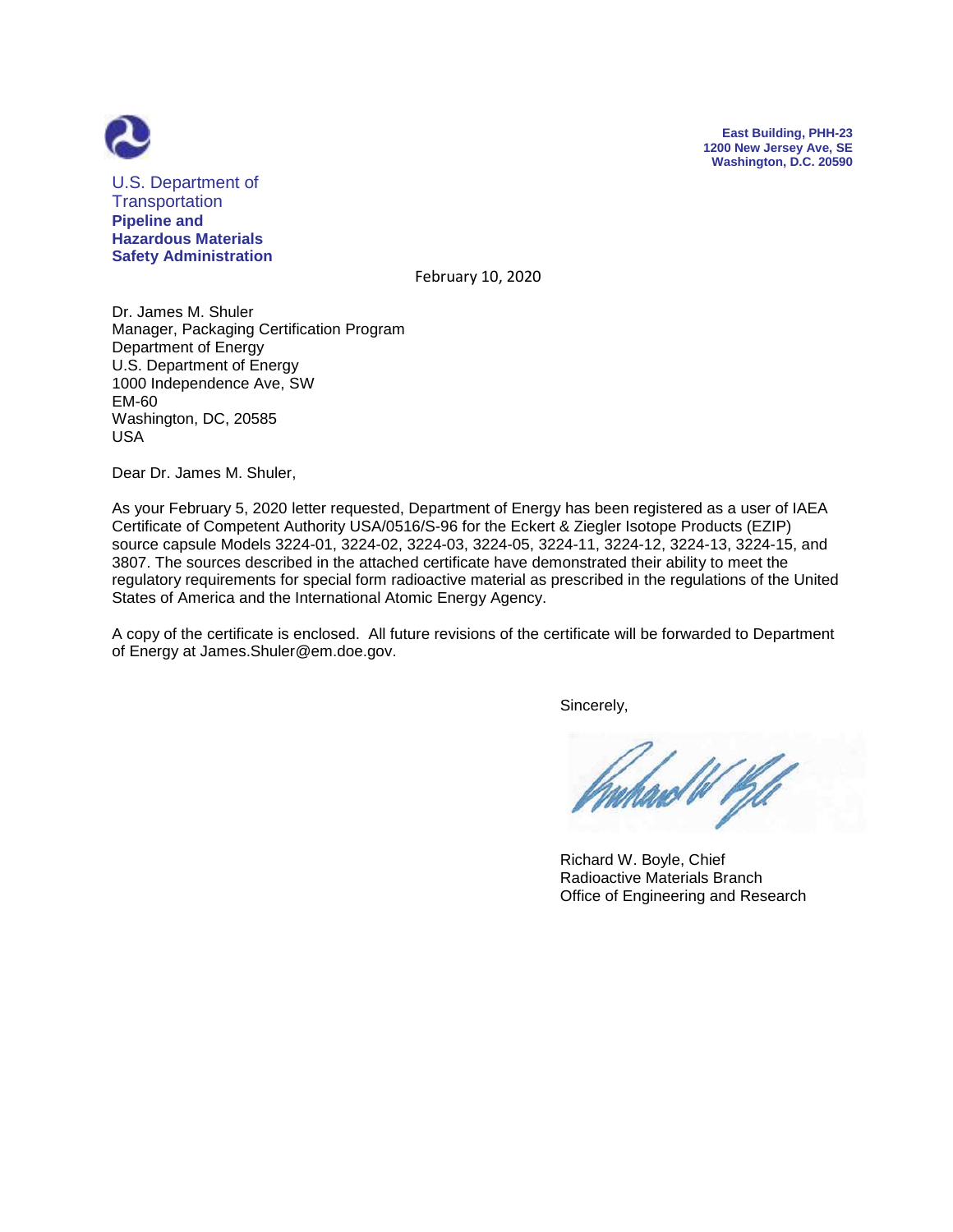U.S. Department of Transportation
**Pipeline and Hazardous Materials Safety Administration**

**East Building, PHH-23**
**1200 New Jersey Ave, SE**
**Washington, D.C. 20590**

February 10, 2020

Dr. James M. Shuler
Manager, Packaging Certification Program
Department of Energy
U.S. Department of Energy
1000 Independence Ave, SW
EM-60
Washington, DC, 20585
USA

Dear Dr. James M. Shuler,

As your February 5, 2020 letter requested, Department of Energy has been registered as a user of IAEA Certificate of Competent Authority USA/0516/S-96 for the Eckert & Ziegler Isotope Products (EZIP) source capsule Models 3224-01, 3224-02, 3224-03, 3224-05, 3224-11, 3224-12, 3224-13, 3224-15, and 3807. The sources described in the attached certificate have demonstrated their ability to meet the regulatory requirements for special form radioactive material as prescribed in the regulations of the United States of America and the International Atomic Energy Agency.

A copy of the certificate is enclosed. All future revisions of the certificate will be forwarded to Department of Energy at James.Shuler@em.doe.gov.

Sincerely,

Richard W. Boyle, Chief
Radioactive Materials Branch
Office of Engineering and Research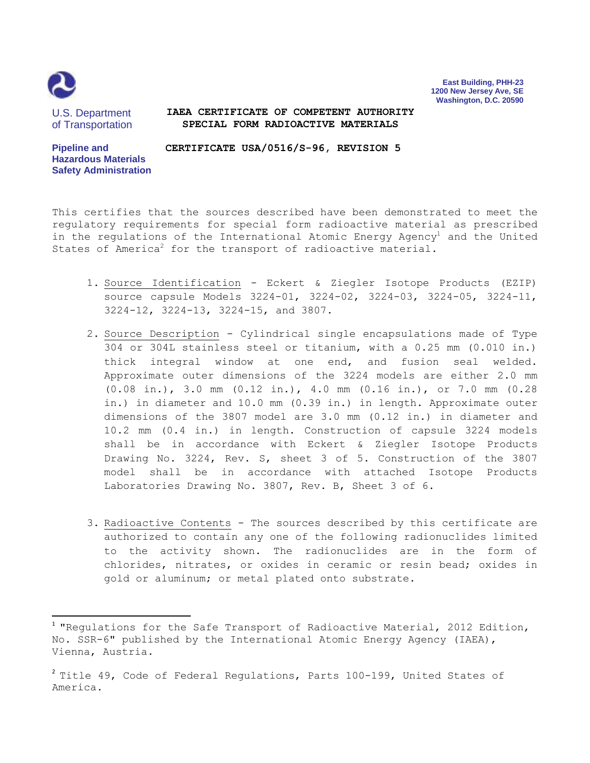U.S. Department of Transportation

Pipeline and Hazardous Materials Safety Administration

East Building, PHH-23
1200 New Jersey Ave, SE
Washington, D.C. 20590

**IAEA CERTIFICATE OF COMPETENT AUTHORITY**
**SPECIAL FORM RADIOACTIVE MATERIALS**

**CERTIFICATE USA/0516/S-96, REVISION 5**

This certifies that the sources described have been demonstrated to meet the regulatory requirements for special form radioactive material as prescribed in the regulations of the International Atomic Energy Agency[1] and the United States of America[2] for the transport of radioactive material.

1. Source Identification - Eckert & Ziegler Isotope Products (EZIP) source capsule Models 3224-01, 3224-02, 3224-03, 3224-05, 3224-11, 3224-12, 3224-13, 3224-15, and 3807.

2. Source Description - Cylindrical single encapsulations made of Type 304 or 304L stainless steel or titanium, with a 0.25 mm (0.010 in.) thick integral window at one end, and fusion seal welded. Approximate outer dimensions of the 3224 models are either 2.0 mm (0.08 in.), 3.0 mm (0.12 in.), 4.0 mm (0.16 in.), or 7.0 mm (0.28 in.) in diameter and 10.0 mm (0.39 in.) in length. Approximate outer dimensions of the 3807 model are 3.0 mm (0.12 in.) in diameter and 10.2 mm (0.4 in.) in length. Construction of capsule 3224 models shall be in accordance with Eckert & Ziegler Isotope Products Drawing No. 3224, Rev. S, sheet 3 of 5. Construction of the 3807 model shall be in accordance with attached Isotope Products Laboratories Drawing No. 3807, Rev. B, Sheet 3 of 6.

3. Radioactive Contents - The sources described by this certificate are authorized to contain any one of the following radionuclides limited to the activity shown. The radionuclides are in the form of chlorides, nitrates, or oxides in ceramic or resin bead; oxides in gold or aluminum; or metal plated onto substrate.

---

[1] "Regulations for the Safe Transport of Radioactive Material, 2012 Edition, No. SSR-6" published by the International Atomic Energy Agency (IAEA), Vienna, Austria.

[2] Title 49, Code of Federal Regulations, Parts 100-199, United States of America.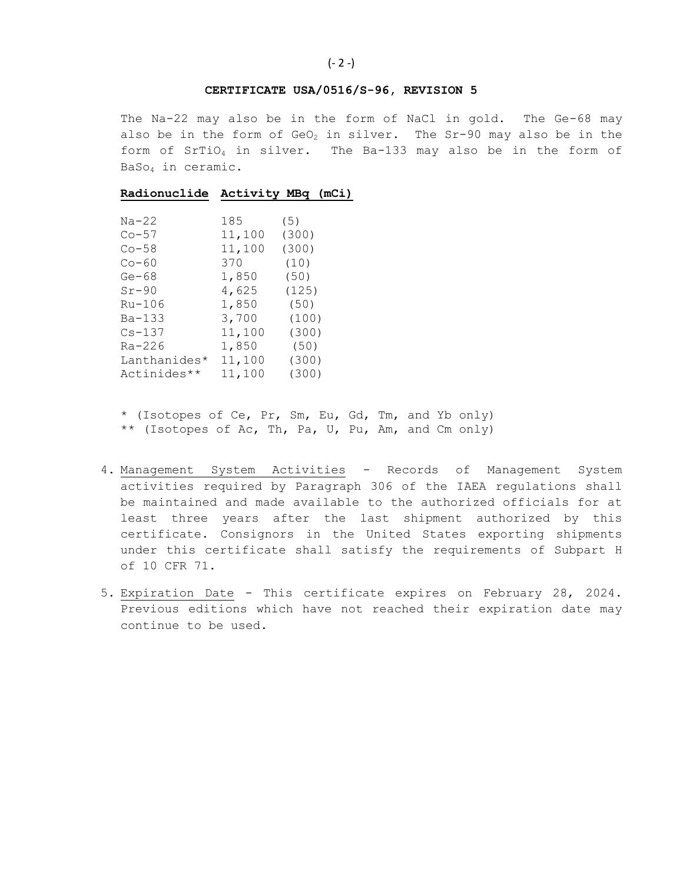**CERTIFICATE USA/0516/S-96, REVISION 5**

The Na-22 may also be in the form of NaCl in gold. The Ge-68 may also be in the form of $GeO_2$ in silver. The Sr-90 may also be in the form of $SrTiO_4$ in silver. The Ba-133 may also be in the form of $BaSo_4$ in ceramic.

| Radionuclide | Activity MBq (mCi) | |
|---|---|---|
| Na-22 | 185 | (5) |
| Co-57 | 11,100 | (300) |
| Co-58 | 11,100 | (300) |
| Co-60 | 370 | (10) |
| Ge-68 | 1,850 | (50) |
| Sr-90 | 4,625 | (125) |
| Ru-106 | 1,850 | (50) |
| Ba-133 | 3,700 | (100) |
| Cs-137 | 11,100 | (300) |
| Ra-226 | 1,850 | (50) |
| Lanthanides* | 11,100 | (300) |
| Actinides** | 11,100 | (300) |

\* (Isotopes of Ce, Pr, Sm, Eu, Gd, Tm, and Yb only)
** (Isotopes of Ac, Th, Pa, U, Pu, Am, and Cm only)

4. Management System Activities - Records of Management System activities required by Paragraph 306 of the IAEA regulations shall be maintained and made available to the authorized officials for at least three years after the last shipment authorized by this certificate. Consignors in the United States exporting shipments under this certificate shall satisfy the requirements of Subpart H of 10 CFR 71.

5. Expiration Date - This certificate expires on February 28, 2024. Previous editions which have not reached their expiration date may continue to be used.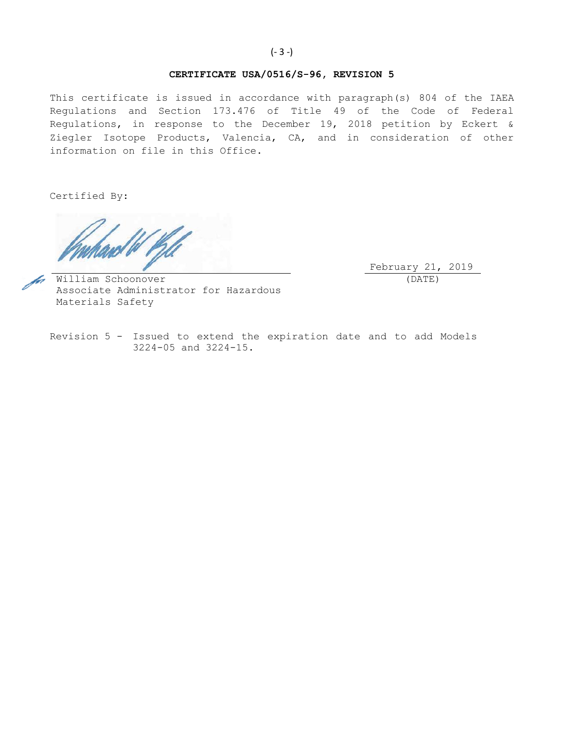**CERTIFICATE USA/0516/S-96, REVISION 5**

This certificate is issued in accordance with paragraph(s) 804 of the IAEA Regulations and Section 173.476 of Title 49 of the Code of Federal Regulations, in response to the December 19, 2018 petition by Eckert & Ziegler Isotope Products, Valencia, CA, and in consideration of other information on file in this Office.

Certified By:

William Schoonover
Associate Administrator for Hazardous Materials Safety

February 21, 2019
(DATE)

Revision 5 - Issued to extend the expiration date and to add Models 3224-05 and 3224-15.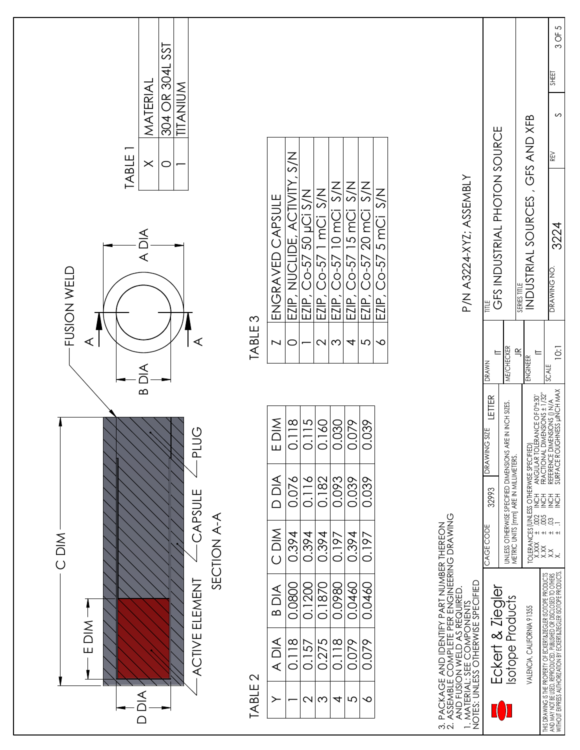FUSION WELD

A DIA

B DIA

C DIM

E DIM

D DIA

ACTIVE ELEMENT

CAPSULE

PLUG

SECTION A-A

TABLE 1

| X | MATERIAL |
|---|---|
| 0 | 304 OR 304L SST |
| 1 | TITANIUM |

TABLE 2

| Y | A DIA | B DIA | C DIM | D DIA | E DIM |
|---|---|---|---|---|---|
| 1 | 0.118 | 0.0800 | 0.394 | 0.076 | 0.118 |
| 2 | 0.157 | 0.1200 | 0.394 | 0.116 | 0.115 |
| 3 | 0.275 | 0.1870 | 0.394 | 0.182 | 0.160 |
| 4 | 0.118 | 0.0980 | 0.197 | 0.093 | 0.030 |
| 5 | 0.079 | 0.0460 | 0.394 | 0.039 | 0.079 |
| 6 | 0.079 | 0.0460 | 0.197 | 0.039 | 0.039 |

TABLE 3

| Z | ENGRAVED CAPSULE |
|---|---|
| 0 | EZIP, NUCLIDE, ACTIVITY, S/N |
| 1 | EZIP, Co-57 50 µCi S/N |
| 2 | EZIP, Co-57 1 mCi S/N |
| 3 | EZIP, Co-57 10 mCi S/N |
| 4 | EZIP, Co-57 15 mCi S/N |
| 5 | EZIP, Co-57 20 mCi S/N |
| 6 | EZIP, Co-57 5 mCi S/N |

P/N A3224-XYZ; ASSEMBLY

NOTES: UNLESS OTHERWISE SPECIFIED
1. MATERIAL: SEE COMPONENTS
2. ASSEMBLE COMPLETE PER ENGINEERING DRAWING AND FUSION WELD AS REQUIRED.
3. PACKAGE AND IDENTIFY PART NUMBER THEREON

Eckert & Ziegler Isotope Products

VALENCIA, CALIFORNIA 91355

THIS DRAWING IS THE PROPERTY OF ECKERT&ZIEGLER ISOTOPE PRODUCTS AND MAY NOT BE USED, REPRODUCED, PUBLISHED OR DISCLOSED TO OTHERS WITHOUT EXPRESS AUTHORIZATION BY ECKERT&ZIEGLER ISOTOPE PRODUCTS.

| CAGE CODE | 32993 | DRAWING SIZE | LETTER |
|---|---|---|---|

UNLESS OTHERWISE SPECIFIED DIMENSIONS ARE IN INCH SIZES. METRIC UNITS [mm] ARE IN MILLIMETERS.

TOLERANCES (UNLESS OTHERWISE SPECIFIED)
X.XXX ± .002 INCH — ANGULAR TOLERANCE OF 0°±30'
X.XX ± .005 INCH — FRACTIONAL DIMENSIONS ± 1/32"
X.X ± .03 INCH — REFERENCE DIMENSIONS () N/A
X. ± .1 INCH — SURFACE ROUGHNESS µINCH MAX

| DRAWN | IT |
|---|---|
| ME/CHECKER | JR |
| ENGINEER | IT |
| SCALE | 10:1 |

TITLE: GFS INDUSTRIAL PHOTON SOURCE

SERIES TITLE: INDUSTRIAL SOURCES , GFS AND XFB

| DRAWING NO. | REV | SHEET |
|---|---|---|
| 3224 | S | 3 OF 5 |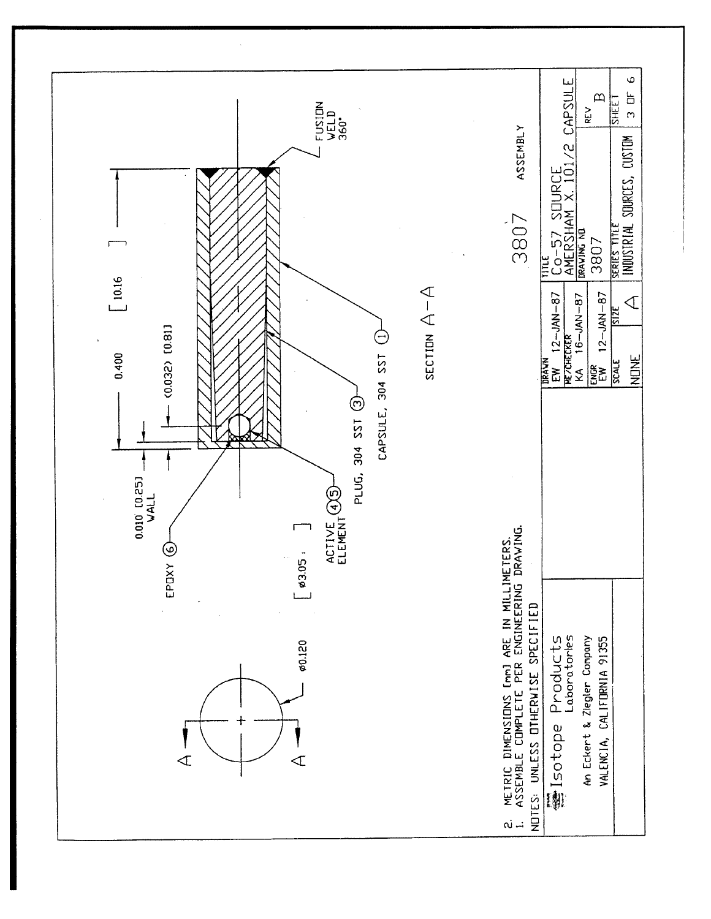A — A

⌀0.120

EPOXY ⑥

0.010 [0.25] WALL

[ ⌀3.05 ]

ACTIVE ELEMENT ④⑤

PLUS, 304 SST ③

CAPSULE, 304 SST ①

0.400 [10.16]

(0.032) [0.81]

FUSION WELD 360°

SECTION A—A

3807 ASSEMBLY

NOTES: UNLESS OTHERWISE SPECIFIED

1. ASSEMBLE COMPLETE PER ENGINEERING DRAWING.
2. METRIC DIMENSIONS [mm] ARE IN MILLIMETERS.

| Isotope Products Laboratories<br>An Eckert & Ziegler Company<br>VALENCIA, CALIFORNIA 91355 | DRAWN<br>EW 12-JAN-87 | TITLE<br>Co-57 SOURCE<br>AMERSHAM X. 101/2 CAPSULE | |
|---|---|---|---|
| | ME/CHECKER<br>KA 16-JAN-87 | DRAWING NO.<br>3807 | REV<br>B |
| | ENGR<br>EW 12-JAN-87 | | |
| | SCALE<br>NONE | SIZE<br>A | SERIES TITLE<br>INDUSTRIAL SOURCES, CUSTOM | SHEET<br>3 OF 6 |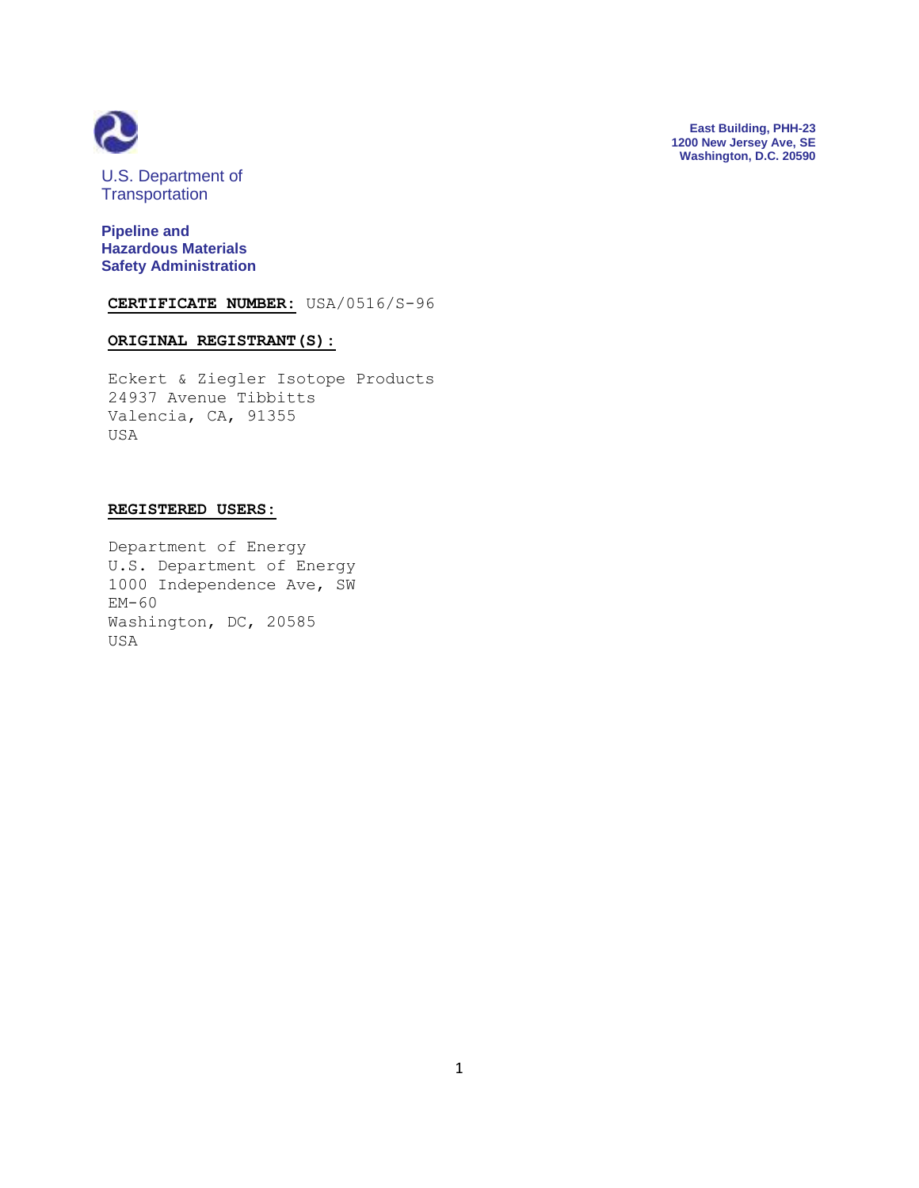U.S. Department of Transportation

**Pipeline and Hazardous Materials Safety Administration**

**East Building, PHH-23**
**1200 New Jersey Ave, SE**
**Washington, D.C. 20590**

**CERTIFICATE NUMBER:** USA/0516/S-96

**ORIGINAL REGISTRANT(S):**

Eckert & Ziegler Isotope Products
24937 Avenue Tibbitts
Valencia, CA, 91355
USA

**REGISTERED USERS:**

Department of Energy
U.S. Department of Energy
1000 Independence Ave, SW
EM-60
Washington, DC, 20585
USA